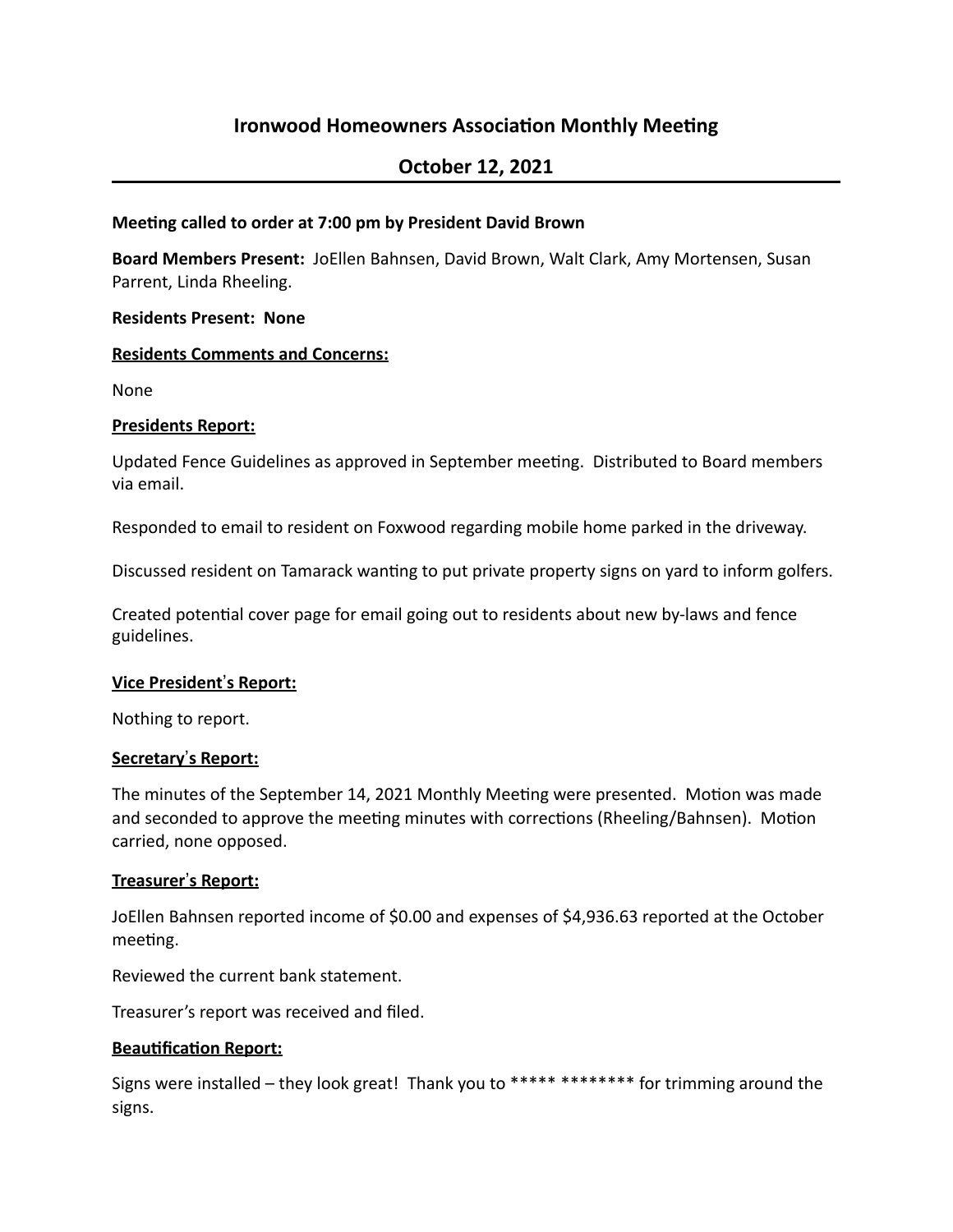# Ironwood Homeowners Association Monthly Meeting

## October 12, 2021

**Meeting called to order at 7:00 pm by President David Brown**

**Board Members Present:** JoEllen Bahnsen, David Brown, Walt Clark, Amy Mortensen, Susan Parrent, Linda Rheeling.

**Residents Present: None**

**Residents Comments and Concerns:**

None

**Presidents Report:**

Updated Fence Guidelines as approved in September meeting. Distributed to Board members via email.

Responded to email to resident on Foxwood regarding mobile home parked in the driveway.

Discussed resident on Tamarack wanting to put private property signs on yard to inform golfers.

Created potential cover page for email going out to residents about new by-laws and fence guidelines.

**Vice President's Report:**

Nothing to report.

**Secretary's Report:**

The minutes of the September 14, 2021 Monthly Meeting were presented. Motion was made and seconded to approve the meeting minutes with corrections (Rheeling/Bahnsen). Motion carried, none opposed.

**Treasurer's Report:**

JoEllen Bahnsen reported income of $0.00 and expenses of $4,936.63 reported at the October meeting.

Reviewed the current bank statement.

Treasurer's report was received and filed.

**Beautification Report:**

Signs were installed – they look great! Thank you to ***** ******** for trimming around the signs.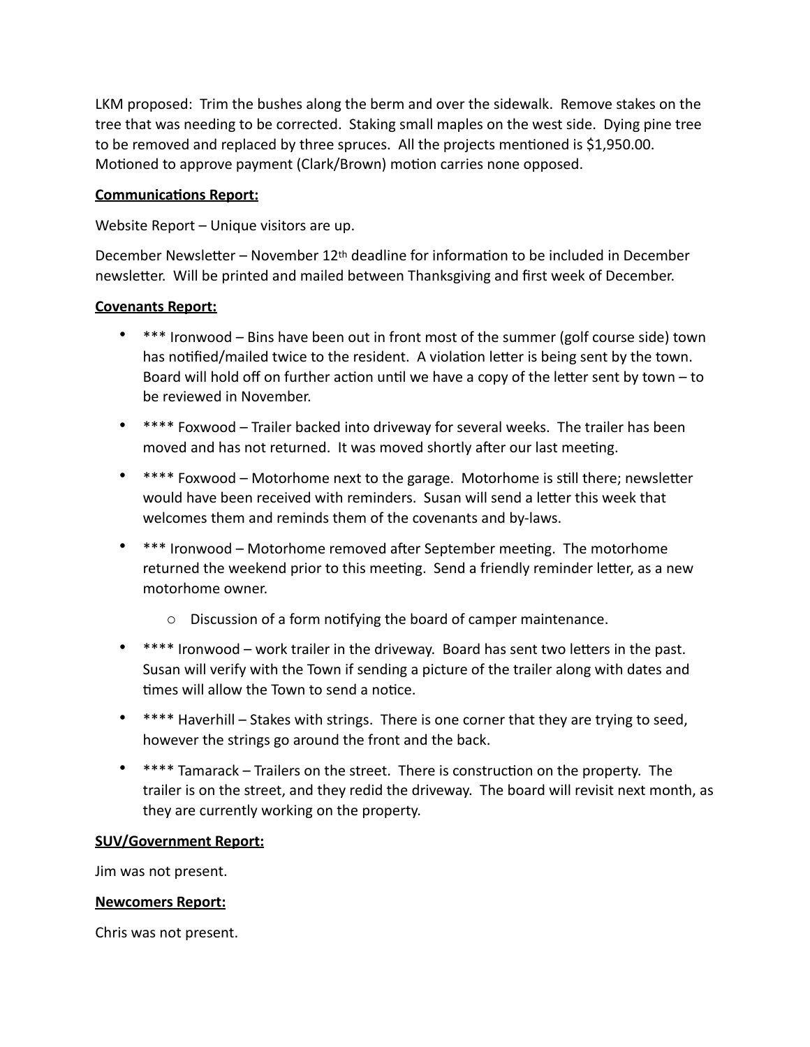LKM proposed: Trim the bushes along the berm and over the sidewalk. Remove stakes on the tree that was needing to be corrected. Staking small maples on the west side. Dying pine tree to be removed and replaced by three spruces. All the projects mentioned is $1,950.00. Motioned to approve payment (Clark/Brown) motion carries none opposed.

**Communications Report:**

Website Report – Unique visitors are up.

December Newsletter – November 12th deadline for information to be included in December newsletter. Will be printed and mailed between Thanksgiving and first week of December.

**Covenants Report:**

- *** Ironwood – Bins have been out in front most of the summer (golf course side) town has notified/mailed twice to the resident. A violation letter is being sent by the town. Board will hold off on further action until we have a copy of the letter sent by town – to be reviewed in November.
- **** Foxwood – Trailer backed into driveway for several weeks. The trailer has been moved and has not returned. It was moved shortly after our last meeting.
- **** Foxwood – Motorhome next to the garage. Motorhome is still there; newsletter would have been received with reminders. Susan will send a letter this week that welcomes them and reminds them of the covenants and by-laws.
- *** Ironwood – Motorhome removed after September meeting. The motorhome returned the weekend prior to this meeting. Send a friendly reminder letter, as a new motorhome owner.
    - Discussion of a form notifying the board of camper maintenance.
- **** Ironwood – work trailer in the driveway. Board has sent two letters in the past. Susan will verify with the Town if sending a picture of the trailer along with dates and times will allow the Town to send a notice.
- **** Haverhill – Stakes with strings. There is one corner that they are trying to seed, however the strings go around the front and the back.
- **** Tamarack – Trailers on the street. There is construction on the property. The trailer is on the street, and they redid the driveway. The board will revisit next month, as they are currently working on the property.

**SUV/Government Report:**

Jim was not present.

**Newcomers Report:**

Chris was not present.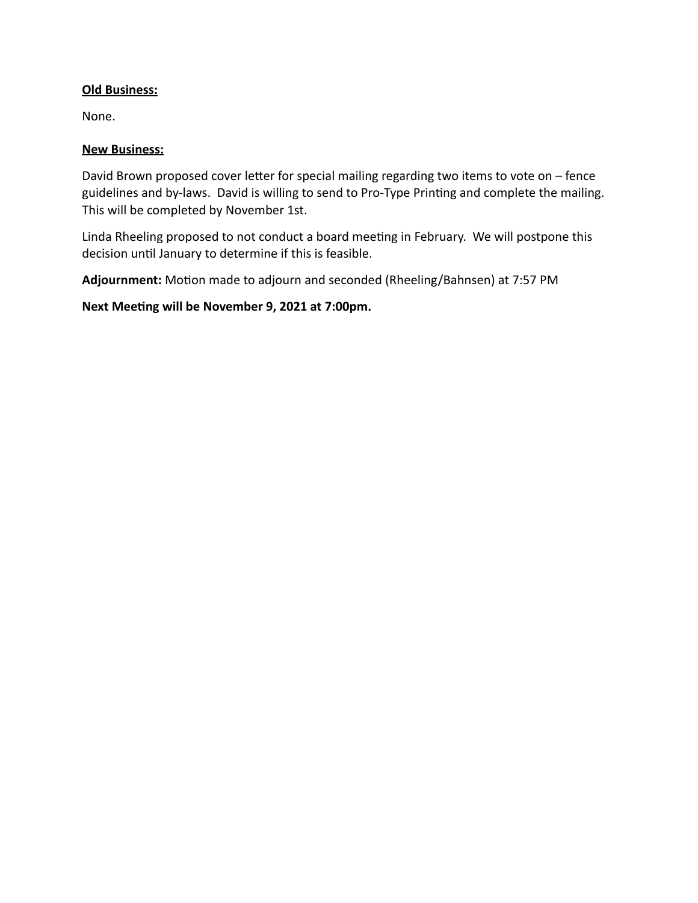**Old Business:**

None.

**New Business:**

David Brown proposed cover letter for special mailing regarding two items to vote on – fence guidelines and by-laws. David is willing to send to Pro-Type Printing and complete the mailing. This will be completed by November 1st.

Linda Rheeling proposed to not conduct a board meeting in February. We will postpone this decision until January to determine if this is feasible.

**Adjournment:** Motion made to adjourn and seconded (Rheeling/Bahnsen) at 7:57 PM

**Next Meeting will be November 9, 2021 at 7:00pm.**